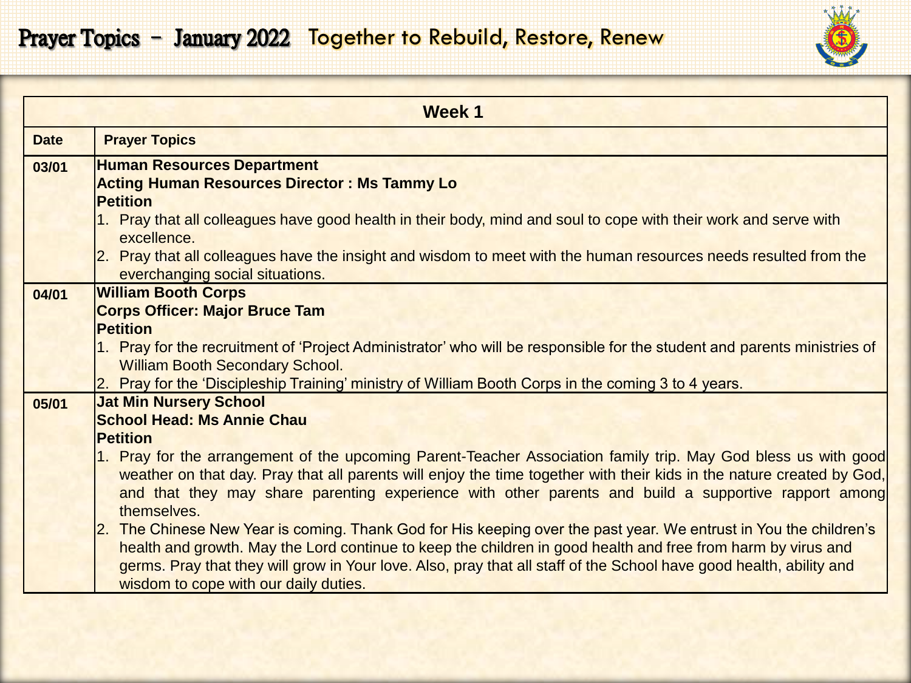# Prayer Topics – January 2022 Together to Rebuild, Restore, Renew

| Week 1 | |
|---|---|
| **Date** | **Prayer Topics** |
| **03/01** | **Human Resources Department**<br>**Acting Human Resources Director : Ms Tammy Lo**<br>**Petition**<br>1. Pray that all colleagues have good health in their body, mind and soul to cope with their work and serve with excellence.<br>2. Pray that all colleagues have the insight and wisdom to meet with the human resources needs resulted from the everchanging social situations. |
| **04/01** | **William Booth Corps**<br>**Corps Officer: Major Bruce Tam**<br>**Petition**<br>1. Pray for the recruitment of 'Project Administrator' who will be responsible for the student and parents ministries of William Booth Secondary School.<br>2. Pray for the 'Discipleship Training' ministry of William Booth Corps in the coming 3 to 4 years. |
| **05/01** | **Jat Min Nursery School**<br>**School Head: Ms Annie Chau**<br>**Petition**<br>1. Pray for the arrangement of the upcoming Parent-Teacher Association family trip. May God bless us with good weather on that day. Pray that all parents will enjoy the time together with their kids in the nature created by God, and that they may share parenting experience with other parents and build a supportive rapport among themselves.<br>2. The Chinese New Year is coming. Thank God for His keeping over the past year. We entrust in You the children's health and growth. May the Lord continue to keep the children in good health and free from harm by virus and germs. Pray that they will grow in Your love. Also, pray that all staff of the School have good health, ability and wisdom to cope with our daily duties. |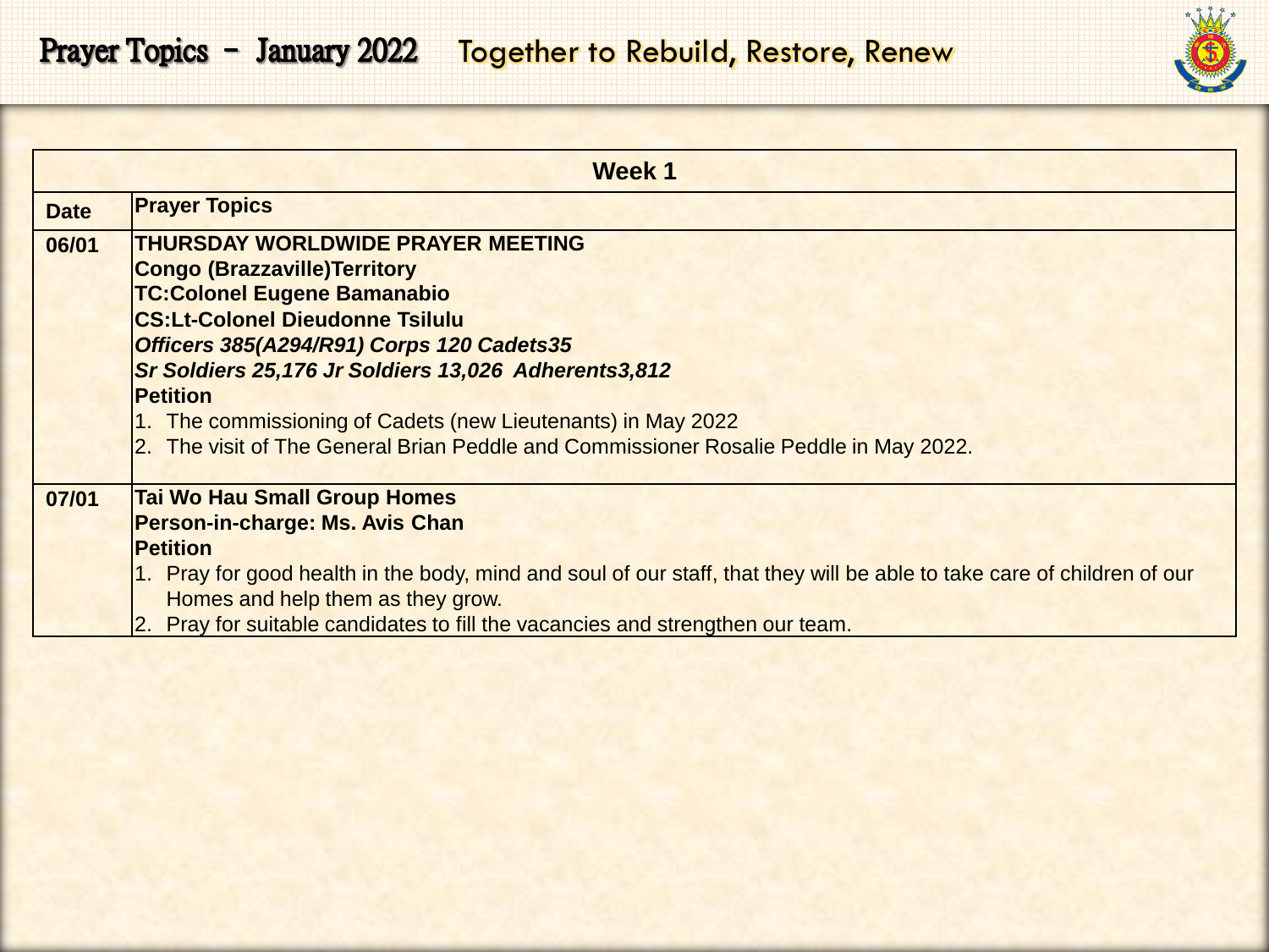# Prayer Topics – January 2022 Together to Rebuild, Restore, Renew

| Week 1 | |
|---|---|
| **Date** | **Prayer Topics** |
| **06/01** | **THURSDAY WORLDWIDE PRAYER MEETING**<br>**Congo (Brazzaville)Territory**<br>**TC:Colonel Eugene Bamanabio**<br>**CS:Lt-Colonel Dieudonne Tsilulu**<br>***Officers 385(A294/R91) Corps 120 Cadets35***<br>***Sr Soldiers 25,176 Jr Soldiers 13,026 Adherents3,812***<br>**Petition**<br>1. The commissioning of Cadets (new Lieutenants) in May 2022<br>2. The visit of The General Brian Peddle and Commissioner Rosalie Peddle in May 2022. |
| **07/01** | **Tai Wo Hau Small Group Homes**<br>**Person-in-charge: Ms. Avis Chan**<br>**Petition**<br>1. Pray for good health in the body, mind and soul of our staff, that they will be able to take care of children of our Homes and help them as they grow.<br>2. Pray for suitable candidates to fill the vacancies and strengthen our team. |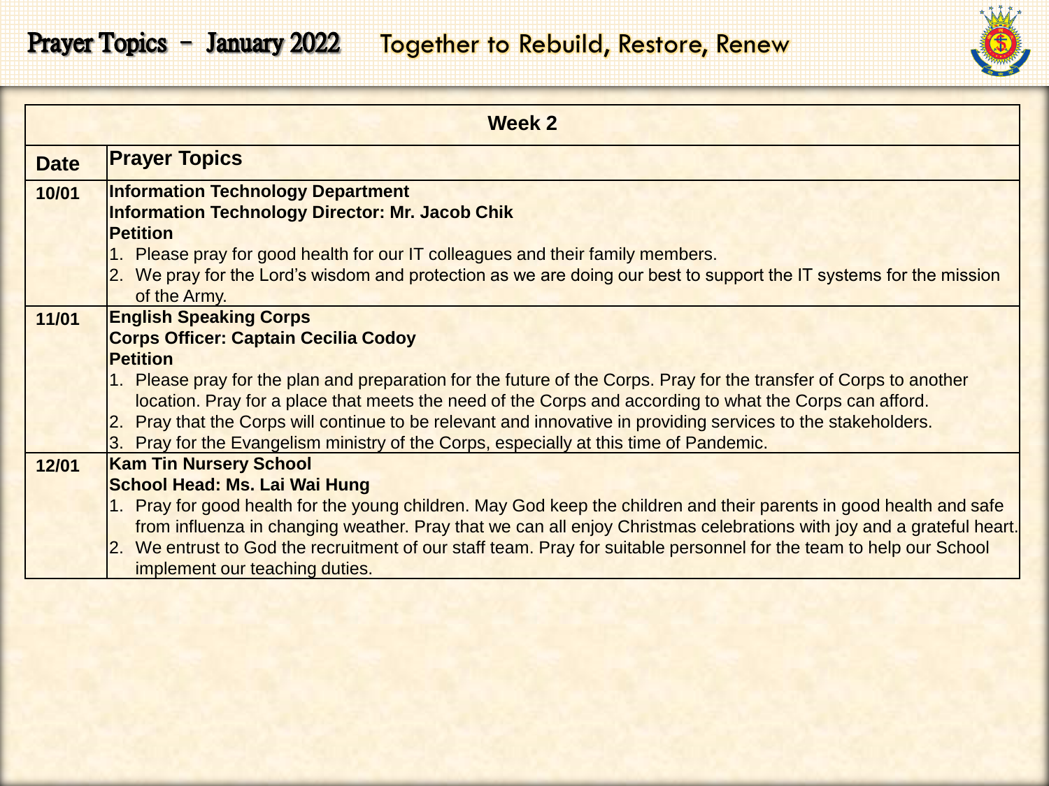# Prayer Topics – January 2022 Together to Rebuild, Restore, Renew

| Week 2 | |
|---|---|
| **Date** | **Prayer Topics** |
| **10/01** | **Information Technology Department**<br>**Information Technology Director: Mr. Jacob Chik**<br>**Petition**<br>1. Please pray for good health for our IT colleagues and their family members.<br>2. We pray for the Lord's wisdom and protection as we are doing our best to support the IT systems for the mission of the Army. |
| **11/01** | **English Speaking Corps**<br>**Corps Officer: Captain Cecilia Codoy**<br>**Petition**<br>1. Please pray for the plan and preparation for the future of the Corps. Pray for the transfer of Corps to another location. Pray for a place that meets the need of the Corps and according to what the Corps can afford.<br>2. Pray that the Corps will continue to be relevant and innovative in providing services to the stakeholders.<br>3. Pray for the Evangelism ministry of the Corps, especially at this time of Pandemic. |
| **12/01** | **Kam Tin Nursery School**<br>**School Head: Ms. Lai Wai Hung**<br>1. Pray for good health for the young children. May God keep the children and their parents in good health and safe from influenza in changing weather. Pray that we can all enjoy Christmas celebrations with joy and a grateful heart.<br>2. We entrust to God the recruitment of our staff team. Pray for suitable personnel for the team to help our School implement our teaching duties. |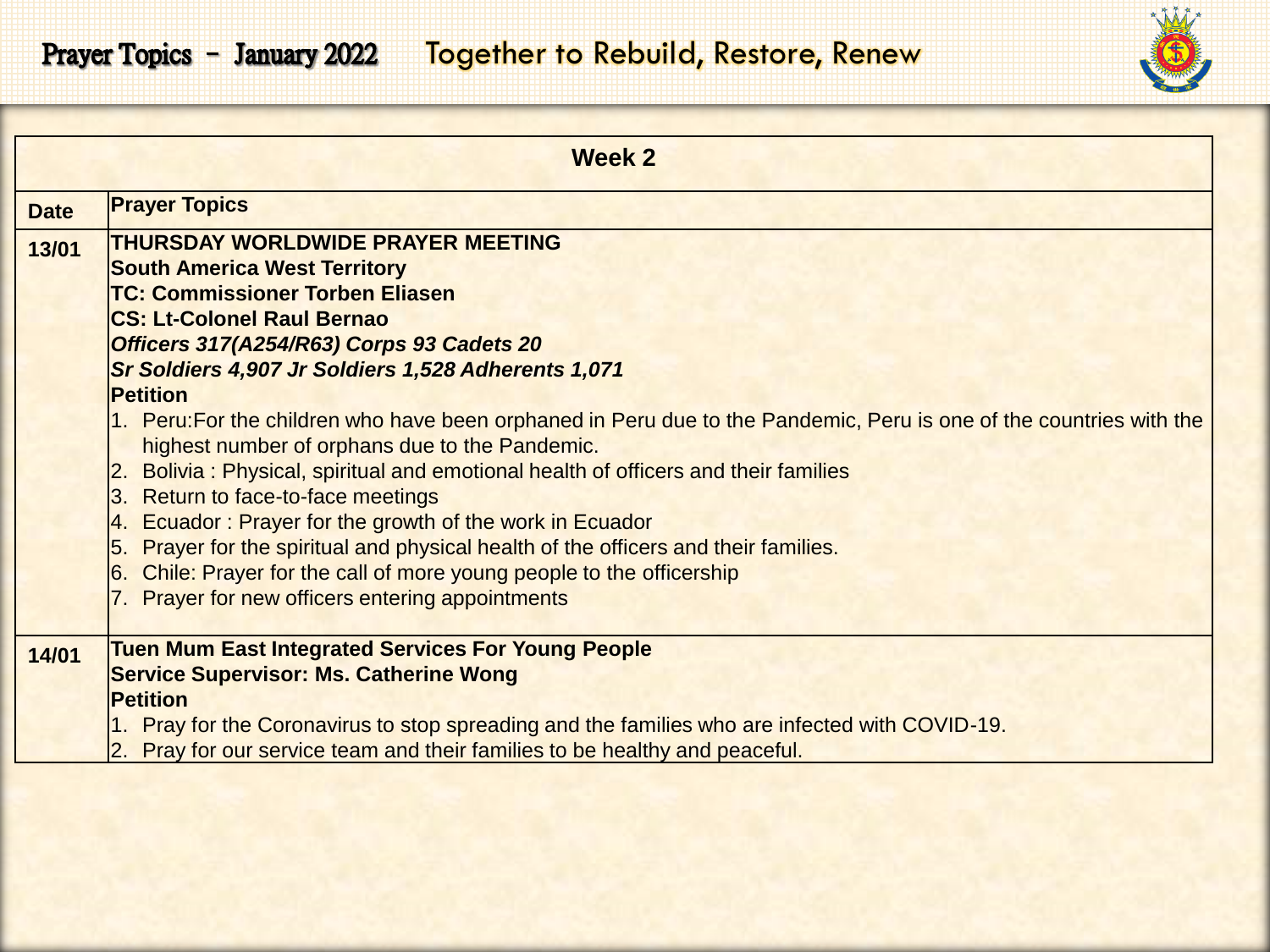# Prayer Topics – January 2022 Together to Rebuild, Restore, Renew

| Week 2 | |
|---|---|
| **Date** | **Prayer Topics** |
| **13/01** | **THURSDAY WORLDWIDE PRAYER MEETING**<br>**South America West Territory**<br>**TC: Commissioner Torben Eliasen**<br>**CS: Lt-Colonel Raul Bernao**<br>***Officers 317(A254/R63) Corps 93 Cadets 20***<br>***Sr Soldiers 4,907 Jr Soldiers 1,528 Adherents 1,071***<br>**Petition**<br>1. Peru:For the children who have been orphaned in Peru due to the Pandemic, Peru is one of the countries with the highest number of orphans due to the Pandemic.<br>2. Bolivia : Physical, spiritual and emotional health of officers and their families<br>3. Return to face-to-face meetings<br>4. Ecuador : Prayer for the growth of the work in Ecuador<br>5. Prayer for the spiritual and physical health of the officers and their families.<br>6. Chile: Prayer for the call of more young people to the officership<br>7. Prayer for new officers entering appointments |
| **14/01** | **Tuen Mum East Integrated Services For Young People**<br>**Service Supervisor: Ms. Catherine Wong**<br>**Petition**<br>1. Pray for the Coronavirus to stop spreading and the families who are infected with COVID-19.<br>2. Pray for our service team and their families to be healthy and peaceful. |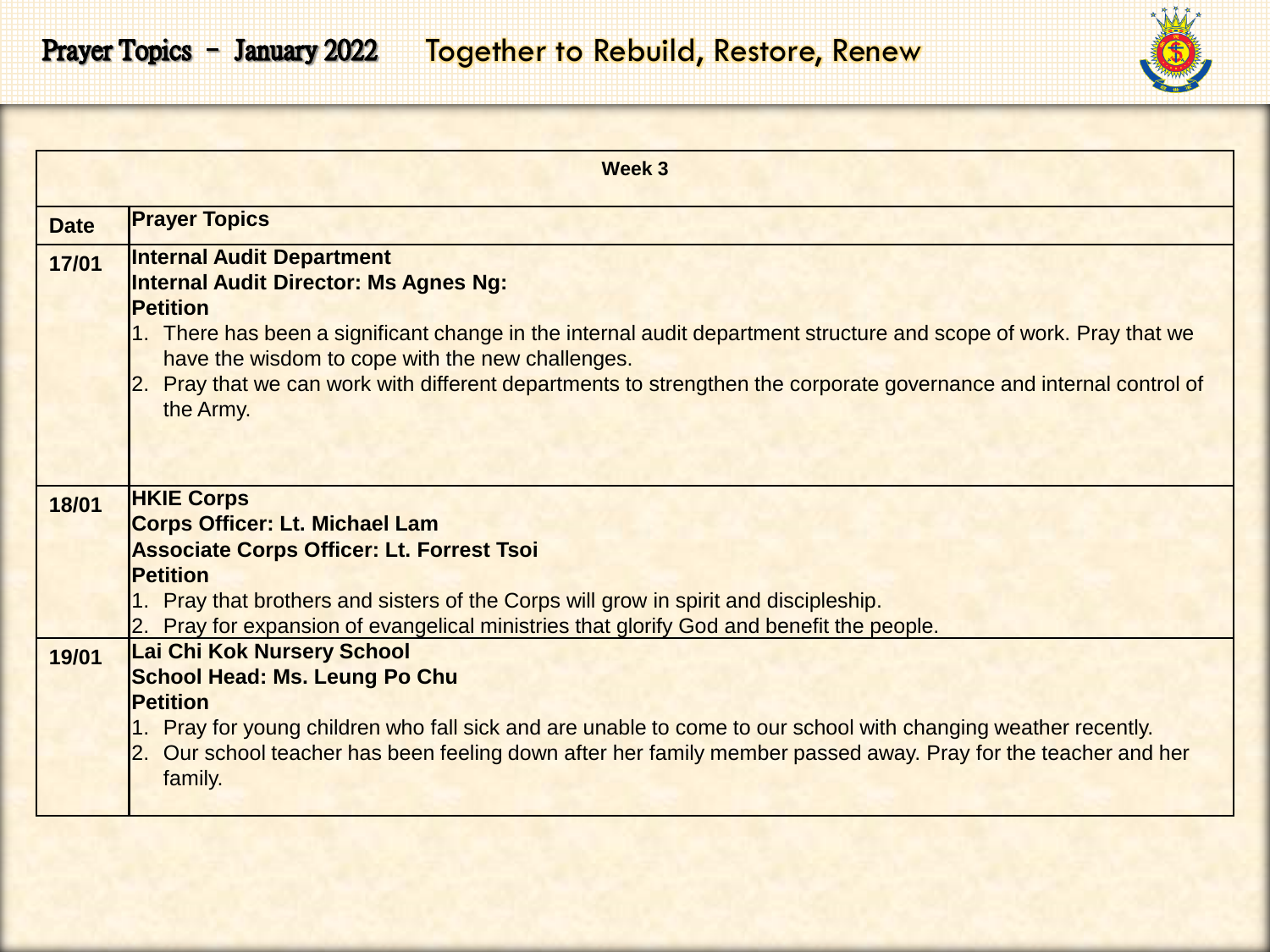# Prayer Topics - January 2022 Together to Rebuild, Restore, Renew

| Week 3 | |
|---|---|
| **Date** | **Prayer Topics** |
| **17/01** | **Internal Audit Department**<br>**Internal Audit Director: Ms Agnes Ng:**<br>**Petition**<br>1. There has been a significant change in the internal audit department structure and scope of work. Pray that we have the wisdom to cope with the new challenges.<br>2. Pray that we can work with different departments to strengthen the corporate governance and internal control of the Army. |
| **18/01** | **HKIE Corps**<br>**Corps Officer: Lt. Michael Lam**<br>**Associate Corps Officer: Lt. Forrest Tsoi**<br>**Petition**<br>1. Pray that brothers and sisters of the Corps will grow in spirit and discipleship.<br>2. Pray for expansion of evangelical ministries that glorify God and benefit the people. |
| **19/01** | **Lai Chi Kok Nursery School**<br>**School Head: Ms. Leung Po Chu**<br>**Petition**<br>1. Pray for young children who fall sick and are unable to come to our school with changing weather recently.<br>2. Our school teacher has been feeling down after her family member passed away. Pray for the teacher and her family. |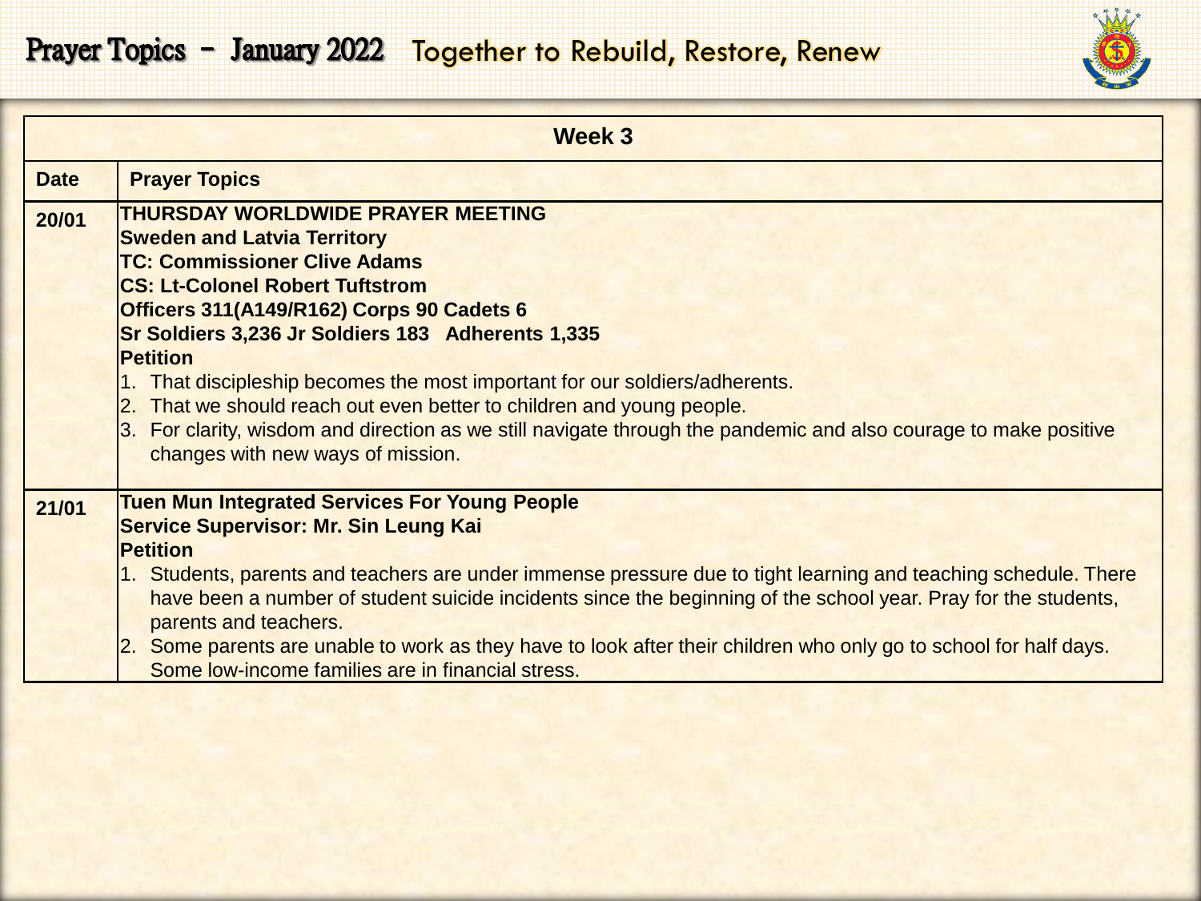# Prayer Topics – January 2022 Together to Rebuild, Restore, Renew

| Week 3 | |
|---|---|
| **Date** | **Prayer Topics** |
| **20/01** | **THURSDAY WORLDWIDE PRAYER MEETING**<br>**Sweden and Latvia Territory**<br>**TC: Commissioner Clive Adams**<br>**CS: Lt-Colonel Robert Tuftstrom**<br>**Officers 311(A149/R162) Corps 90 Cadets 6**<br>**Sr Soldiers 3,236 Jr Soldiers 183 Adherents 1,335**<br>**Petition**<br>1. That discipleship becomes the most important for our soldiers/adherents.<br>2. That we should reach out even better to children and young people.<br>3. For clarity, wisdom and direction as we still navigate through the pandemic and also courage to make positive changes with new ways of mission. |
| **21/01** | **Tuen Mun Integrated Services For Young People**<br>**Service Supervisor: Mr. Sin Leung Kai**<br>**Petition**<br>1. Students, parents and teachers are under immense pressure due to tight learning and teaching schedule. There have been a number of student suicide incidents since the beginning of the school year. Pray for the students, parents and teachers.<br>2. Some parents are unable to work as they have to look after their children who only go to school for half days. Some low-income families are in financial stress. |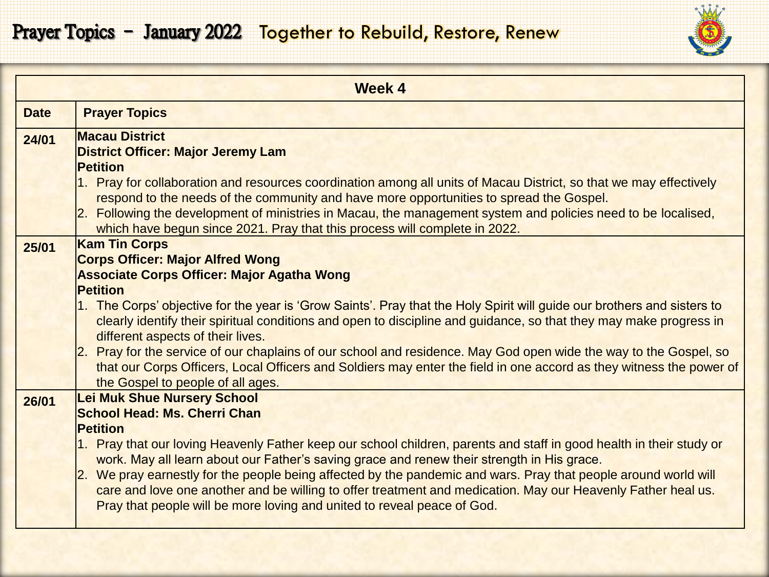# Prayer Topics - January 2022 Together to Rebuild, Restore, Renew

| Week 4 | |
|---|---|
| **Date** | **Prayer Topics** |
| **24/01** | **Macau District**<br>**District Officer: Major Jeremy Lam**<br>**Petition**<br>1. Pray for collaboration and resources coordination among all units of Macau District, so that we may effectively respond to the needs of the community and have more opportunities to spread the Gospel.<br>2. Following the development of ministries in Macau, the management system and policies need to be localised, which have begun since 2021. Pray that this process will complete in 2022. |
| **25/01** | **Kam Tin Corps**<br>**Corps Officer: Major Alfred Wong**<br>**Associate Corps Officer: Major Agatha Wong**<br>**Petition**<br>1. The Corps' objective for the year is 'Grow Saints'. Pray that the Holy Spirit will guide our brothers and sisters to clearly identify their spiritual conditions and open to discipline and guidance, so that they may make progress in different aspects of their lives.<br>2. Pray for the service of our chaplains of our school and residence. May God open wide the way to the Gospel, so that our Corps Officers, Local Officers and Soldiers may enter the field in one accord as they witness the power of the Gospel to people of all ages. |
| **26/01** | **Lei Muk Shue Nursery School**<br>**School Head: Ms. Cherri Chan**<br>**Petition**<br>1. Pray that our loving Heavenly Father keep our school children, parents and staff in good health in their study or work. May all learn about our Father's saving grace and renew their strength in His grace.<br>2. We pray earnestly for the people being affected by the pandemic and wars. Pray that people around world will care and love one another and be willing to offer treatment and medication. May our Heavenly Father heal us. Pray that people will be more loving and united to reveal peace of God. |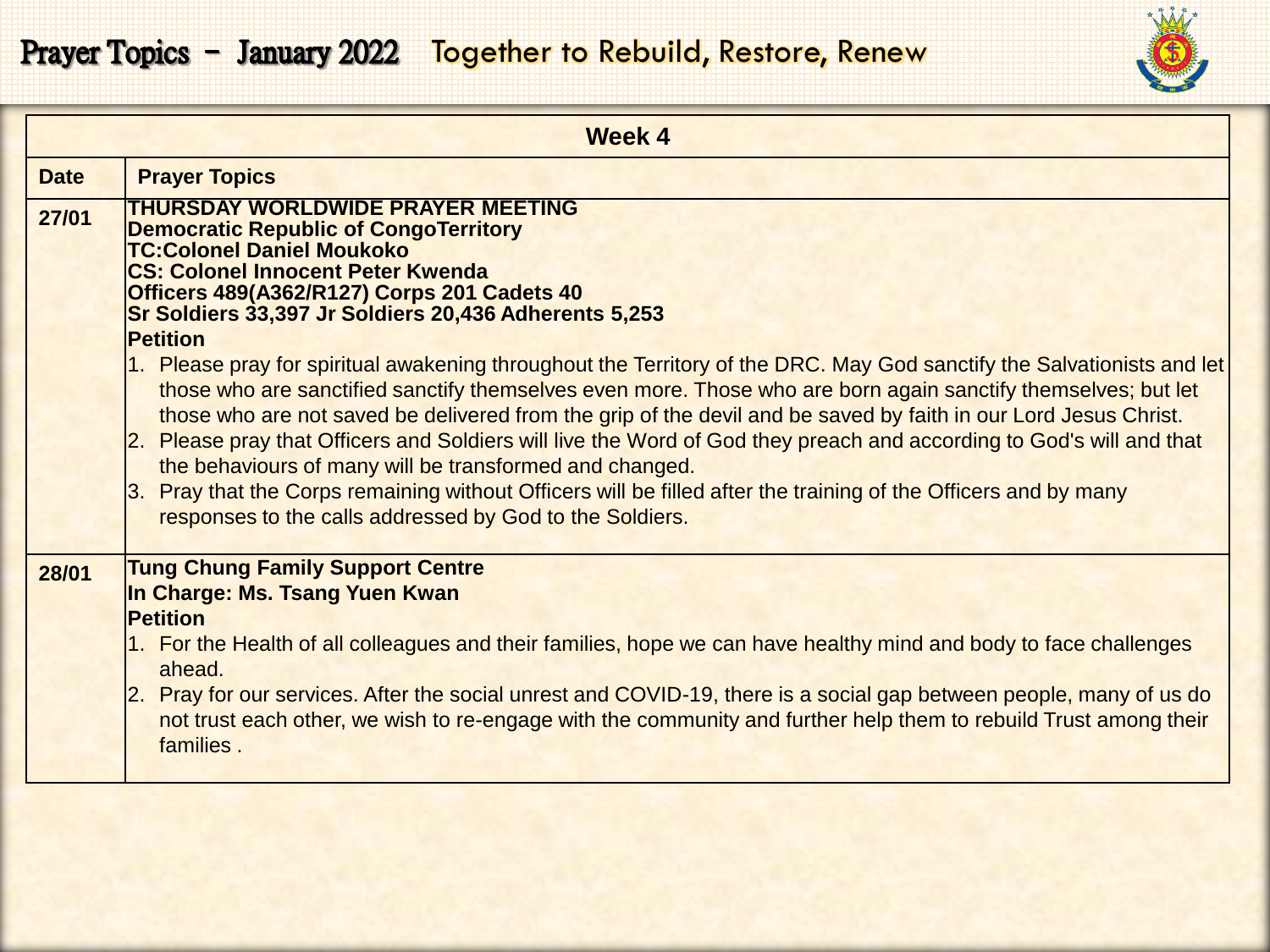# Prayer Topics – January 2022 Together to Rebuild, Restore, Renew

| Week 4 | |
|---|---|
| **Date** | **Prayer Topics** |
| **27/01** | **THURSDAY WORLDWIDE PRAYER MEETING**<br>**Democratic Republic of CongoTerritory**<br>**TC:Colonel Daniel Moukoko**<br>**CS: Colonel Innocent Peter Kwenda**<br>**Officers 489(A362/R127) Corps 201 Cadets 40**<br>**Sr Soldiers 33,397 Jr Soldiers 20,436 Adherents 5,253**<br>**Petition**<br>1. Please pray for spiritual awakening throughout the Territory of the DRC. May God sanctify the Salvationists and let those who are sanctified sanctify themselves even more. Those who are born again sanctify themselves; but let those who are not saved be delivered from the grip of the devil and be saved by faith in our Lord Jesus Christ.<br>2. Please pray that Officers and Soldiers will live the Word of God they preach and according to God's will and that the behaviours of many will be transformed and changed.<br>3. Pray that the Corps remaining without Officers will be filled after the training of the Officers and by many responses to the calls addressed by God to the Soldiers. |
| **28/01** | **Tung Chung Family Support Centre**<br>**In Charge: Ms. Tsang Yuen Kwan**<br>**Petition**<br>1. For the Health of all colleagues and their families, hope we can have healthy mind and body to face challenges ahead.<br>2. Pray for our services. After the social unrest and COVID-19, there is a social gap between people, many of us do not trust each other, we wish to re-engage with the community and further help them to rebuild Trust among their families . |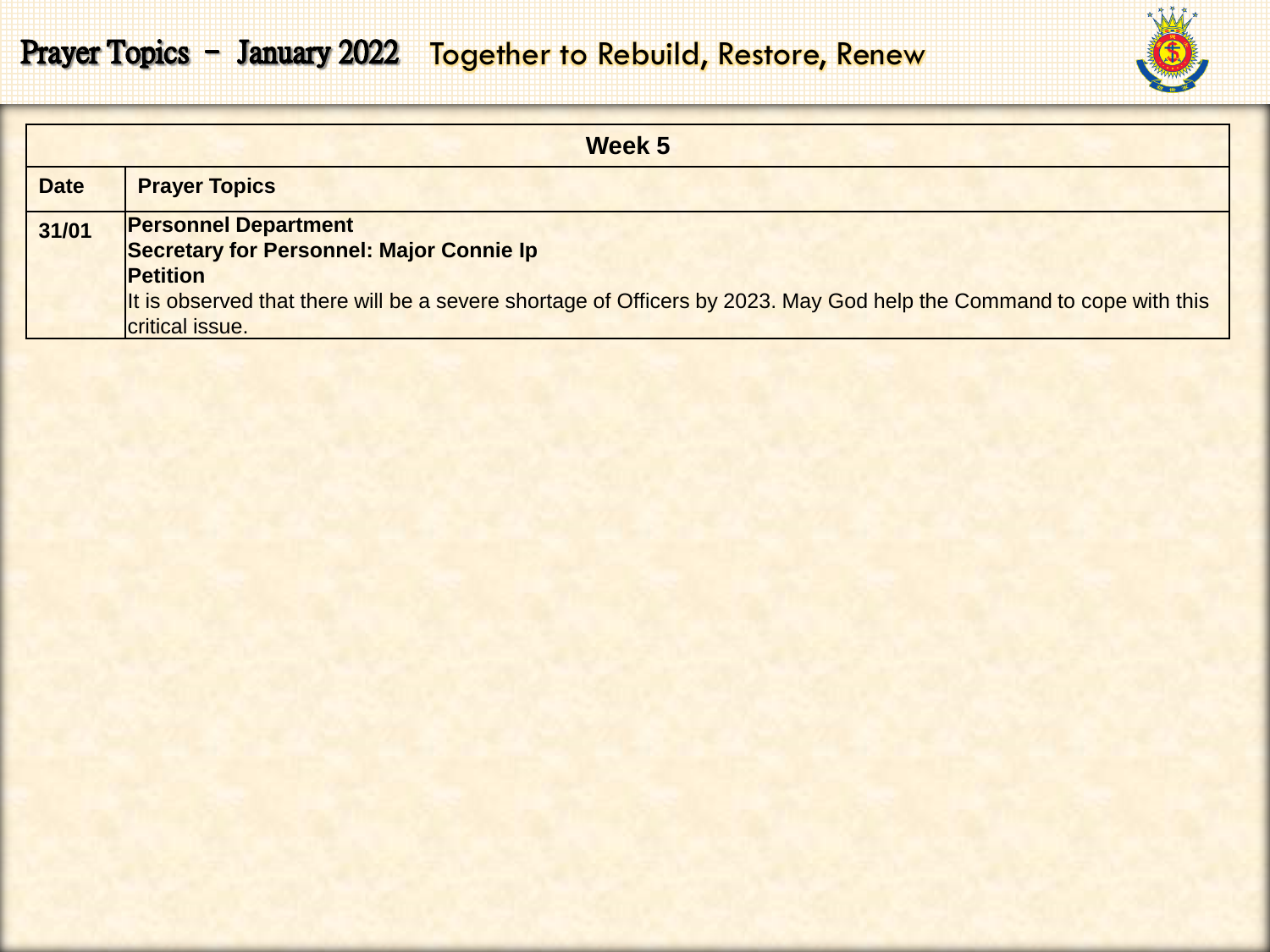# Prayer Topics - January 2022 Together to Rebuild, Restore, Renew

| Week 5 | |
|---|---|
| **Date** | **Prayer Topics** |
| **31/01** | **Personnel Department**<br>**Secretary for Personnel: Major Connie Ip**<br>**Petition**<br>It is observed that there will be a severe shortage of Officers by 2023. May God help the Command to cope with this critical issue. |